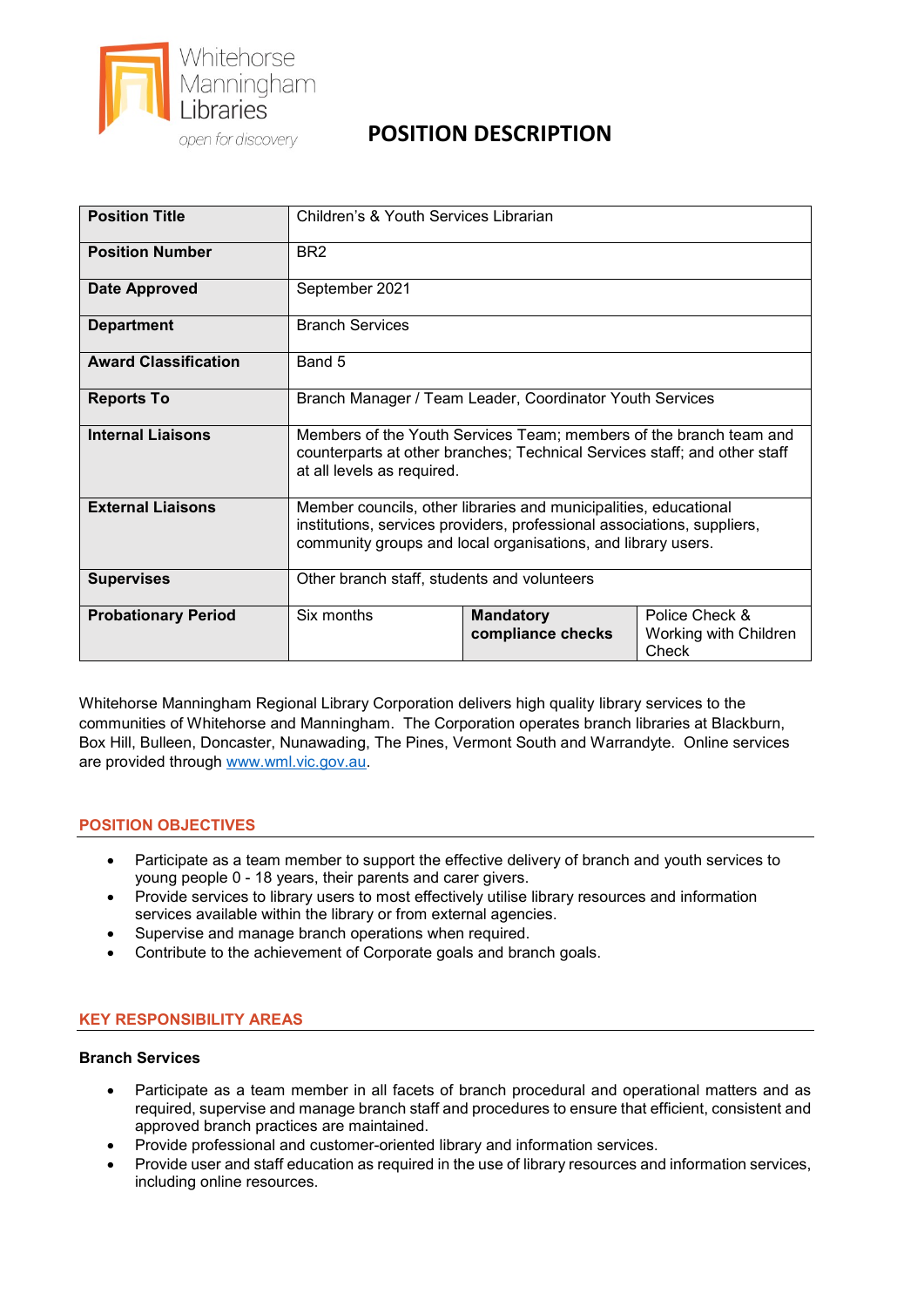Whitehorse Manningham Libraries

*open for discovery*

# POSITION DESCRIPTION

| **Position Title** | Children's & Youth Services Librarian | | |
|---|---|---|---|
| **Position Number** | BR2 | | |
| **Date Approved** | September 2021 | | |
| **Department** | Branch Services | | |
| **Award Classification** | Band 5 | | |
| **Reports To** | Branch Manager / Team Leader, Coordinator Youth Services | | |
| **Internal Liaisons** | Members of the Youth Services Team; members of the branch team and counterparts at other branches; Technical Services staff; and other staff at all levels as required. | | |
| **External Liaisons** | Member councils, other libraries and municipalities, educational institutions, services providers, professional associations, suppliers, community groups and local organisations, and library users. | | |
| **Supervises** | Other branch staff, students and volunteers | | |
| **Probationary Period** | Six months | **Mandatory compliance checks** | Police Check & Working with Children Check |

Whitehorse Manningham Regional Library Corporation delivers high quality library services to the communities of Whitehorse and Manningham. The Corporation operates branch libraries at Blackburn, Box Hill, Bulleen, Doncaster, Nunawading, The Pines, Vermont South and Warrandyte. Online services are provided through [www.wml.vic.gov.au](http://www.wml.vic.gov.au).

## POSITION OBJECTIVES

- Participate as a team member to support the effective delivery of branch and youth services to young people 0 - 18 years, their parents and carer givers.
- Provide services to library users to most effectively utilise library resources and information services available within the library or from external agencies.
- Supervise and manage branch operations when required.
- Contribute to the achievement of Corporate goals and branch goals.

## KEY RESPONSIBILITY AREAS

### Branch Services

- Participate as a team member in all facets of branch procedural and operational matters and as required, supervise and manage branch staff and procedures to ensure that efficient, consistent and approved branch practices are maintained.
- Provide professional and customer-oriented library and information services.
- Provide user and staff education as required in the use of library resources and information services, including online resources.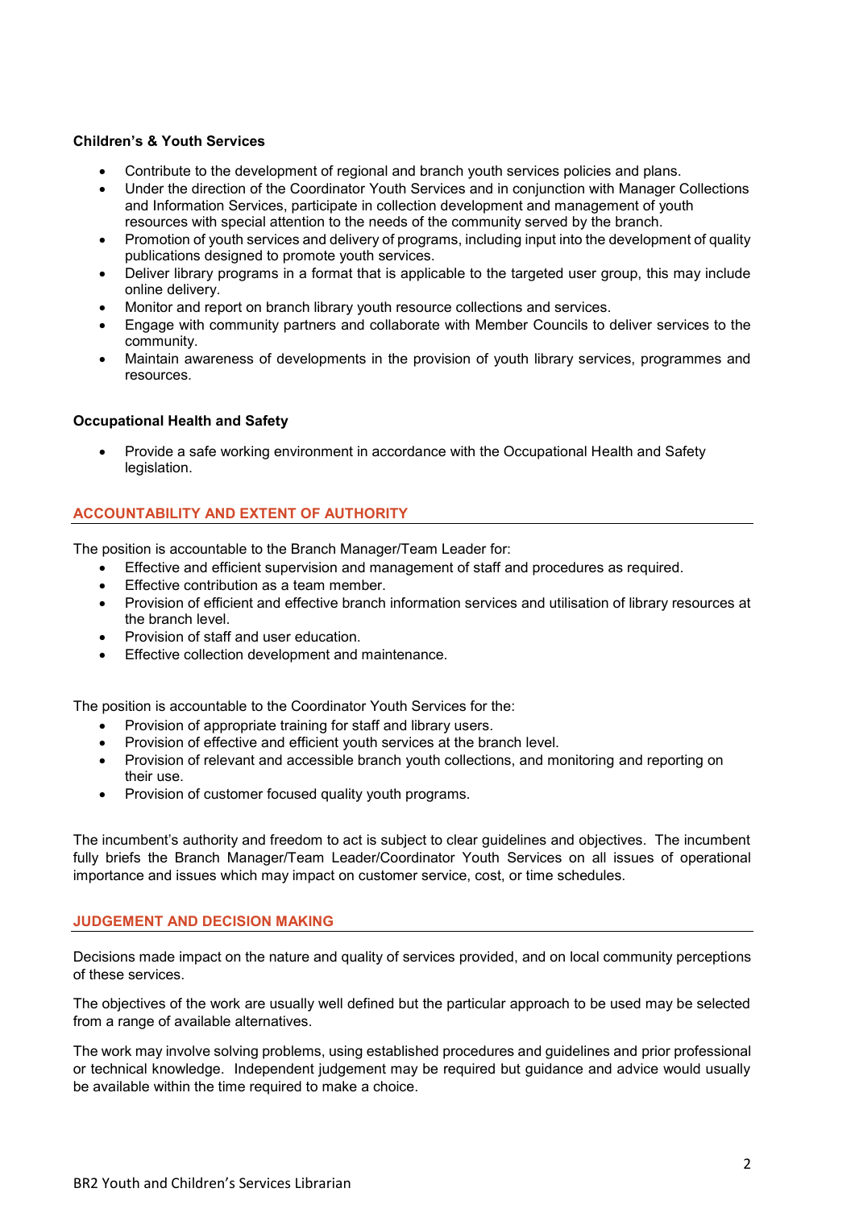**Children's & Youth Services**

- Contribute to the development of regional and branch youth services policies and plans.
- Under the direction of the Coordinator Youth Services and in conjunction with Manager Collections and Information Services, participate in collection development and management of youth resources with special attention to the needs of the community served by the branch.
- Promotion of youth services and delivery of programs, including input into the development of quality publications designed to promote youth services.
- Deliver library programs in a format that is applicable to the targeted user group, this may include online delivery.
- Monitor and report on branch library youth resource collections and services.
- Engage with community partners and collaborate with Member Councils to deliver services to the community.
- Maintain awareness of developments in the provision of youth library services, programmes and resources.

**Occupational Health and Safety**

- Provide a safe working environment in accordance with the Occupational Health and Safety legislation.

## ACCOUNTABILITY AND EXTENT OF AUTHORITY

The position is accountable to the Branch Manager/Team Leader for:

- Effective and efficient supervision and management of staff and procedures as required.
- Effective contribution as a team member.
- Provision of efficient and effective branch information services and utilisation of library resources at the branch level.
- Provision of staff and user education.
- Effective collection development and maintenance.

The position is accountable to the Coordinator Youth Services for the:

- Provision of appropriate training for staff and library users.
- Provision of effective and efficient youth services at the branch level.
- Provision of relevant and accessible branch youth collections, and monitoring and reporting on their use.
- Provision of customer focused quality youth programs.

The incumbent's authority and freedom to act is subject to clear guidelines and objectives. The incumbent fully briefs the Branch Manager/Team Leader/Coordinator Youth Services on all issues of operational importance and issues which may impact on customer service, cost, or time schedules.

## JUDGEMENT AND DECISION MAKING

Decisions made impact on the nature and quality of services provided, and on local community perceptions of these services.

The objectives of the work are usually well defined but the particular approach to be used may be selected from a range of available alternatives.

The work may involve solving problems, using established procedures and guidelines and prior professional or technical knowledge. Independent judgement may be required but guidance and advice would usually be available within the time required to make a choice.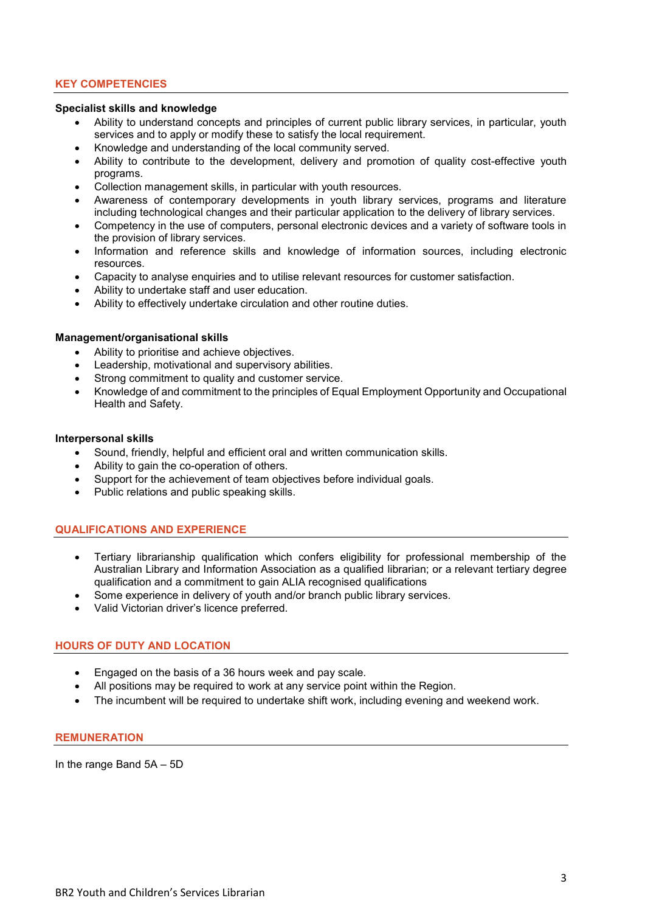## KEY COMPETENCIES

**Specialist skills and knowledge**

- Ability to understand concepts and principles of current public library services, in particular, youth services and to apply or modify these to satisfy the local requirement.
- Knowledge and understanding of the local community served.
- Ability to contribute to the development, delivery and promotion of quality cost-effective youth programs.
- Collection management skills, in particular with youth resources.
- Awareness of contemporary developments in youth library services, programs and literature including technological changes and their particular application to the delivery of library services.
- Competency in the use of computers, personal electronic devices and a variety of software tools in the provision of library services.
- Information and reference skills and knowledge of information sources, including electronic resources.
- Capacity to analyse enquiries and to utilise relevant resources for customer satisfaction.
- Ability to undertake staff and user education.
- Ability to effectively undertake circulation and other routine duties.

**Management/organisational skills**

- Ability to prioritise and achieve objectives.
- Leadership, motivational and supervisory abilities.
- Strong commitment to quality and customer service.
- Knowledge of and commitment to the principles of Equal Employment Opportunity and Occupational Health and Safety.

**Interpersonal skills**

- Sound, friendly, helpful and efficient oral and written communication skills.
- Ability to gain the co-operation of others.
- Support for the achievement of team objectives before individual goals.
- Public relations and public speaking skills.

## QUALIFICATIONS AND EXPERIENCE

- Tertiary librarianship qualification which confers eligibility for professional membership of the Australian Library and Information Association as a qualified librarian; or a relevant tertiary degree qualification and a commitment to gain ALIA recognised qualifications
- Some experience in delivery of youth and/or branch public library services.
- Valid Victorian driver's licence preferred.

## HOURS OF DUTY AND LOCATION

- Engaged on the basis of a 36 hours week and pay scale.
- All positions may be required to work at any service point within the Region.
- The incumbent will be required to undertake shift work, including evening and weekend work.

## REMUNERATION

In the range Band 5A – 5D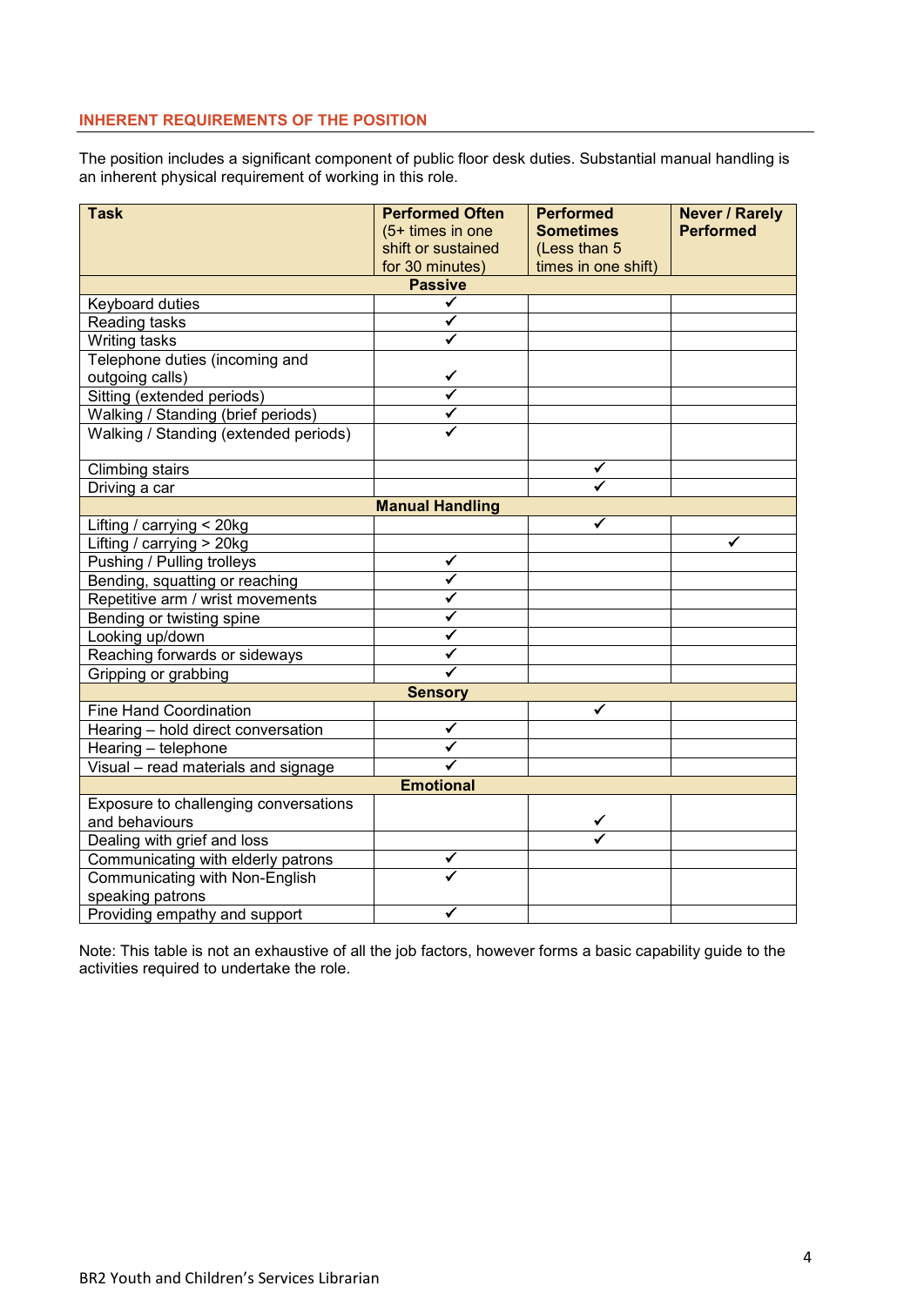## INHERENT REQUIREMENTS OF THE POSITION

The position includes a significant component of public floor desk duties. Substantial manual handling is an inherent physical requirement of working in this role.

| Task | **Performed Often** (5+ times in one shift or sustained for 30 minutes) | **Performed Sometimes** (Less than 5 times in one shift) | **Never / Rarely Performed** |
|---|---|---|---|
| **Passive** | | | |
| Keyboard duties | ✓ | | |
| Reading tasks | ✓ | | |
| Writing tasks | ✓ | | |
| Telephone duties (incoming and outgoing calls) | ✓ | | |
| Sitting (extended periods) | ✓ | | |
| Walking / Standing (brief periods) | ✓ | | |
| Walking / Standing (extended periods) | ✓ | | |
| Climbing stairs | | ✓ | |
| Driving a car | | ✓ | |
| **Manual Handling** | | | |
| Lifting / carrying < 20kg | | ✓ | |
| Lifting / carrying > 20kg | | | ✓ |
| Pushing / Pulling trolleys | ✓ | | |
| Bending, squatting or reaching | ✓ | | |
| Repetitive arm / wrist movements | ✓ | | |
| Bending or twisting spine | ✓ | | |
| Looking up/down | ✓ | | |
| Reaching forwards or sideways | ✓ | | |
| Gripping or grabbing | ✓ | | |
| **Sensory** | | | |
| Fine Hand Coordination | | ✓ | |
| Hearing – hold direct conversation | ✓ | | |
| Hearing – telephone | ✓ | | |
| Visual – read materials and signage | ✓ | | |
| **Emotional** | | | |
| Exposure to challenging conversations and behaviours | | ✓ | |
| Dealing with grief and loss | | ✓ | |
| Communicating with elderly patrons | ✓ | | |
| Communicating with Non-English speaking patrons | ✓ | | |
| Providing empathy and support | ✓ | | |

Note: This table is not an exhaustive of all the job factors, however forms a basic capability guide to the activities required to undertake the role.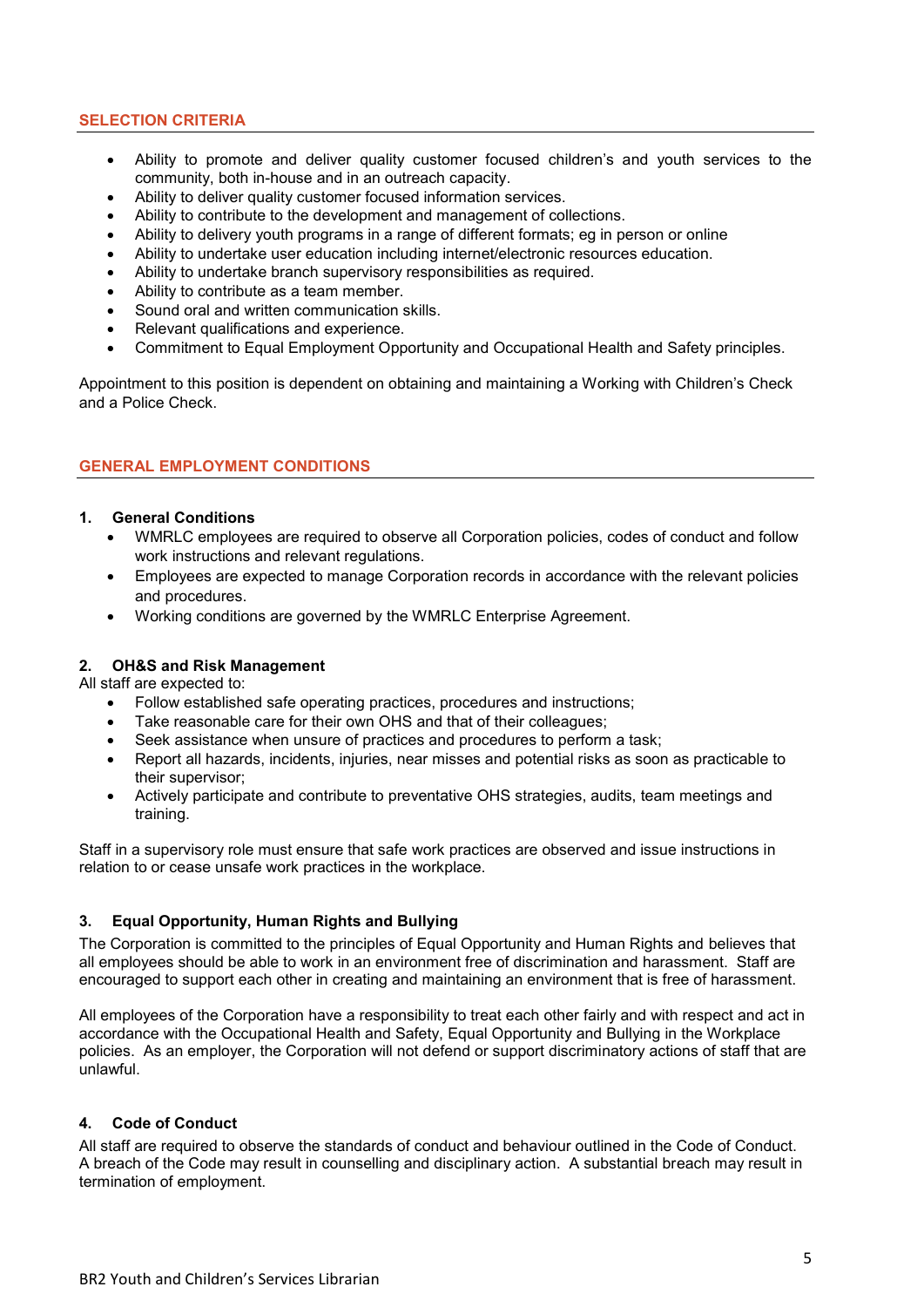## SELECTION CRITERIA

- Ability to promote and deliver quality customer focused children's and youth services to the community, both in-house and in an outreach capacity.
- Ability to deliver quality customer focused information services.
- Ability to contribute to the development and management of collections.
- Ability to delivery youth programs in a range of different formats; eg in person or online
- Ability to undertake user education including internet/electronic resources education.
- Ability to undertake branch supervisory responsibilities as required.
- Ability to contribute as a team member.
- Sound oral and written communication skills.
- Relevant qualifications and experience.
- Commitment to Equal Employment Opportunity and Occupational Health and Safety principles.

Appointment to this position is dependent on obtaining and maintaining a Working with Children's Check and a Police Check.

## GENERAL EMPLOYMENT CONDITIONS

### 1. General Conditions

- WMRLC employees are required to observe all Corporation policies, codes of conduct and follow work instructions and relevant regulations.
- Employees are expected to manage Corporation records in accordance with the relevant policies and procedures.
- Working conditions are governed by the WMRLC Enterprise Agreement.

### 2. OH&S and Risk Management

All staff are expected to:

- Follow established safe operating practices, procedures and instructions;
- Take reasonable care for their own OHS and that of their colleagues;
- Seek assistance when unsure of practices and procedures to perform a task;
- Report all hazards, incidents, injuries, near misses and potential risks as soon as practicable to their supervisor;
- Actively participate and contribute to preventative OHS strategies, audits, team meetings and training.

Staff in a supervisory role must ensure that safe work practices are observed and issue instructions in relation to or cease unsafe work practices in the workplace.

### 3. Equal Opportunity, Human Rights and Bullying

The Corporation is committed to the principles of Equal Opportunity and Human Rights and believes that all employees should be able to work in an environment free of discrimination and harassment. Staff are encouraged to support each other in creating and maintaining an environment that is free of harassment.

All employees of the Corporation have a responsibility to treat each other fairly and with respect and act in accordance with the Occupational Health and Safety, Equal Opportunity and Bullying in the Workplace policies. As an employer, the Corporation will not defend or support discriminatory actions of staff that are unlawful.

### 4. Code of Conduct

All staff are required to observe the standards of conduct and behaviour outlined in the Code of Conduct. A breach of the Code may result in counselling and disciplinary action. A substantial breach may result in termination of employment.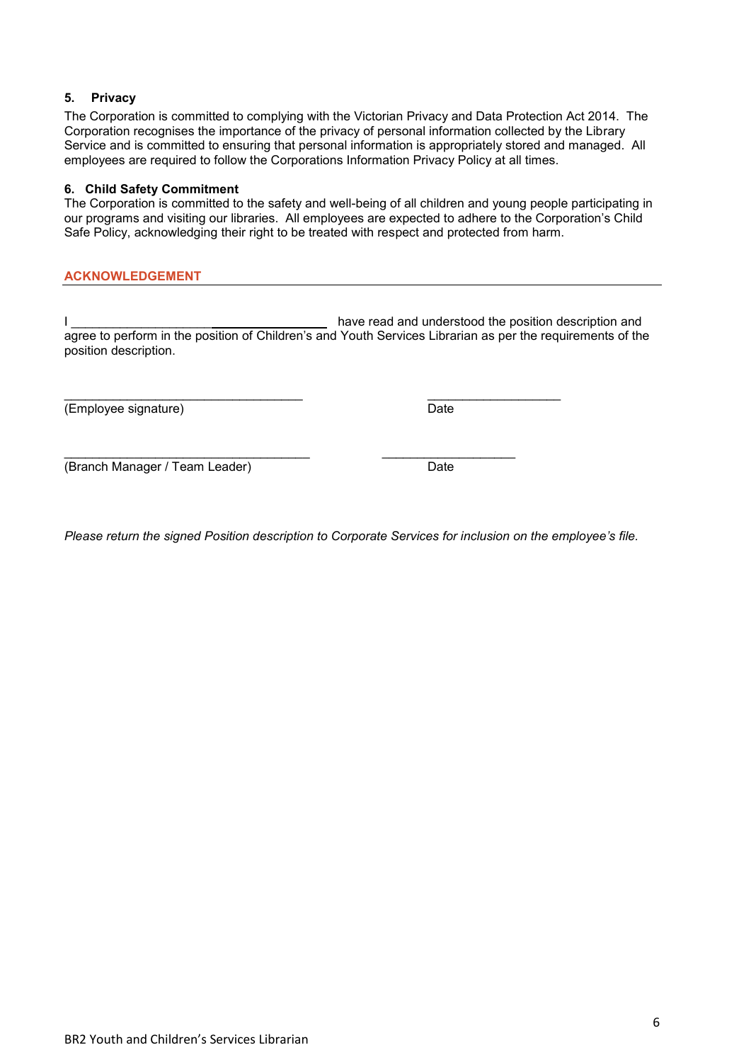**5. Privacy**

The Corporation is committed to complying with the Victorian Privacy and Data Protection Act 2014. The Corporation recognises the importance of the privacy of personal information collected by the Library Service and is committed to ensuring that personal information is appropriately stored and managed. All employees are required to follow the Corporations Information Privacy Policy at all times.

**6. Child Safety Commitment**

The Corporation is committed to the safety and well-being of all children and young people participating in our programs and visiting our libraries. All employees are expected to adhere to the Corporation's Child Safe Policy, acknowledging their right to be treated with respect and protected from harm.

## ACKNOWLEDGEMENT

I ____________________________________ have read and understood the position description and agree to perform in the position of Children's and Youth Services Librarian as per the requirements of the position description.

___________________________________ ___________________

(Employee signature) Date

____________________________________ ___________________

(Branch Manager / Team Leader) Date

*Please return the signed Position description to Corporate Services for inclusion on the employee's file.*